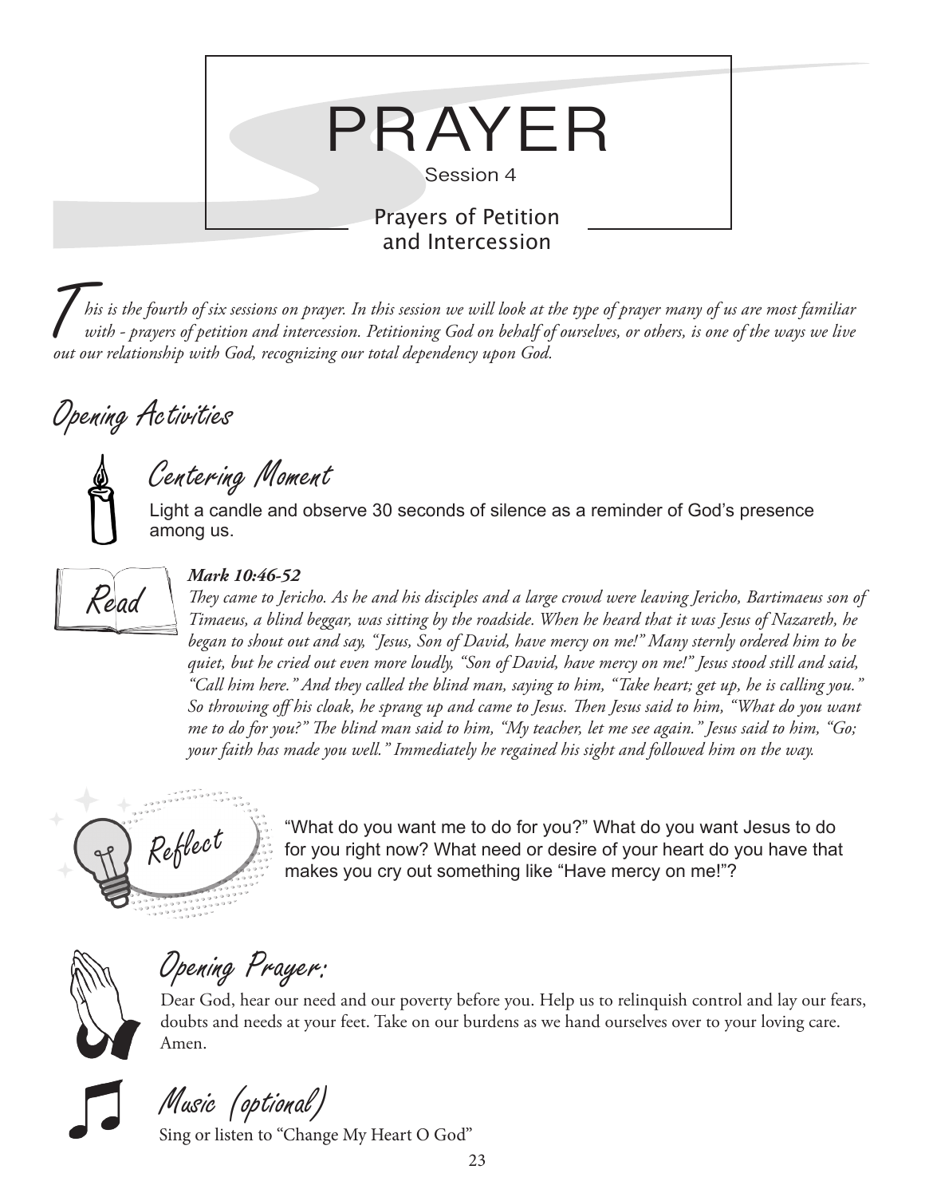# PRAYER

Session 4

## Prayers of Petition and Intercession

*This is the fourth of six sessions on prayer. In this session we will look at the type of prayer many of us are most familiar with - prayers of petition and intercession. Petitioning God on behalf of ourselves, or others, is one of the ways we live out our relationship with God, recognizing our total dependency upon God.*

## Opening Activities

### Centering Moment

Light a candle and observe 30 seconds of silence as a reminder of God's presence among us.

### Read

***Mark 10:46-52***

*They came to Jericho. As he and his disciples and a large crowd were leaving Jericho, Bartimaeus son of Timaeus, a blind beggar, was sitting by the roadside. When he heard that it was Jesus of Nazareth, he began to shout out and say, "Jesus, Son of David, have mercy on me!" Many sternly ordered him to be quiet, but he cried out even more loudly, "Son of David, have mercy on me!" Jesus stood still and said, "Call him here." And they called the blind man, saying to him, "Take heart; get up, he is calling you." So throwing off his cloak, he sprang up and came to Jesus. Then Jesus said to him, "What do you want me to do for you?" The blind man said to him, "My teacher, let me see again." Jesus said to him, "Go; your faith has made you well." Immediately he regained his sight and followed him on the way.*

### Reflect

"What do you want me to do for you?" What do you want Jesus to do for you right now? What need or desire of your heart do you have that makes you cry out something like "Have mercy on me!"?

### Opening Prayer:

Dear God, hear our need and our poverty before you. Help us to relinquish control and lay our fears, doubts and needs at your feet. Take on our burdens as we hand ourselves over to your loving care. Amen.

### Music (optional)

Sing or listen to "Change My Heart O God"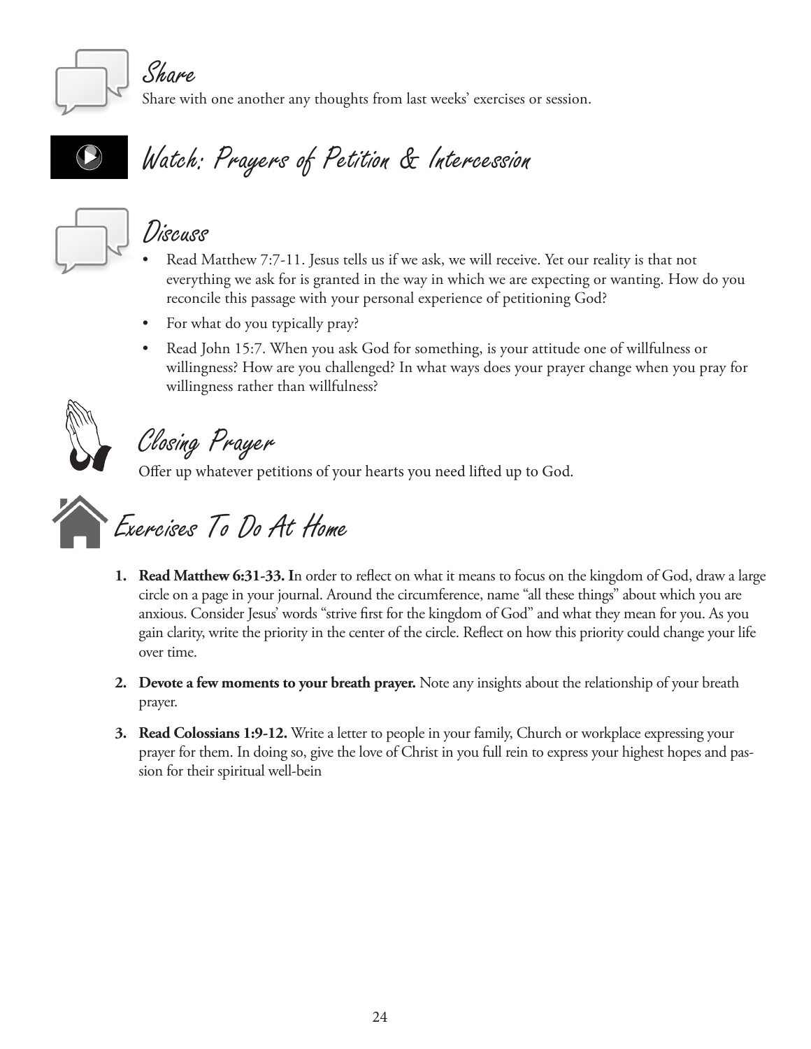## Share

Share with one another any thoughts from last weeks' exercises or session.

## Watch: Prayers of Petition & Intercession

## Discuss

- Read Matthew 7:7-11. Jesus tells us if we ask, we will receive. Yet our reality is that not everything we ask for is granted in the way in which we are expecting or wanting. How do you reconcile this passage with your personal experience of petitioning God?
- For what do you typically pray?
- Read John 15:7. When you ask God for something, is your attitude one of willfulness or willingness? How are you challenged? In what ways does your prayer change when you pray for willingness rather than willfulness?

## Closing Prayer

Offer up whatever petitions of your hearts you need lifted up to God.

## Exercises To Do At Home

1. **Read Matthew 6:31-33. I**n order to reflect on what it means to focus on the kingdom of God, draw a large circle on a page in your journal. Around the circumference, name "all these things" about which you are anxious. Consider Jesus' words "strive first for the kingdom of God" and what they mean for you. As you gain clarity, write the priority in the center of the circle. Reflect on how this priority could change your life over time.
2. **Devote a few moments to your breath prayer.** Note any insights about the relationship of your breath prayer.
3. **Read Colossians 1:9-12.** Write a letter to people in your family, Church or workplace expressing your prayer for them. In doing so, give the love of Christ in you full rein to express your highest hopes and passion for their spiritual well-bein